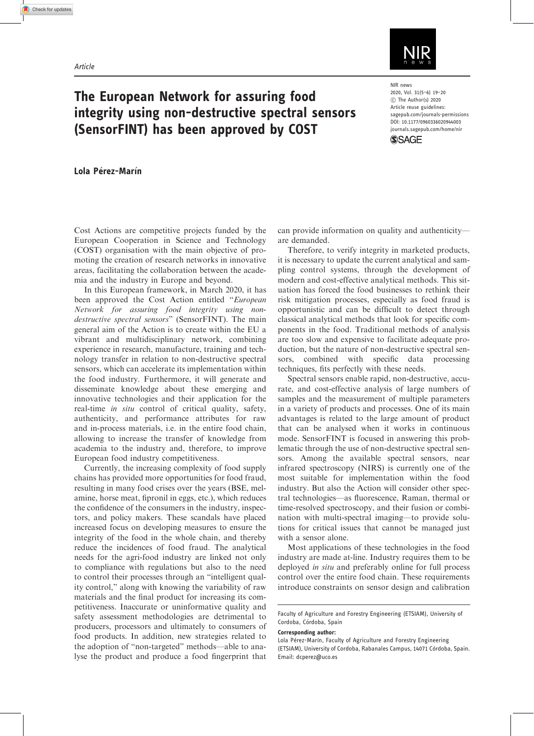Article

# The European Network for assuring food integrity using non-destructive spectral sensors (SensorFINT) has been approved by COST

**Lola Pérez-Marín**

Cost Actions are competitive projects funded by the European Cooperation in Science and Technology (COST) organisation with the main objective of promoting the creation of research networks in innovative areas, facilitating the collaboration between the academia and the industry in Europe and beyond.

In this European framework, in March 2020, it has been approved the Cost Action entitled "*European Network for assuring food integrity using non-destructive spectral sensors*" (SensorFINT). The main general aim of the Action is to create within the EU a vibrant and multidisciplinary network, combining experience in research, manufacture, training and technology transfer in relation to non-destructive spectral sensors, which can accelerate its implementation within the food industry. Furthermore, it will generate and disseminate knowledge about these emerging and innovative technologies and their application for the real-time *in situ* control of critical quality, safety, authenticity, and performance attributes for raw and in-process materials, i.e. in the entire food chain, allowing to increase the transfer of knowledge from academia to the industry and, therefore, to improve European food industry competitiveness.

Currently, the increasing complexity of food supply chains has provided more opportunities for food fraud, resulting in many food crises over the years (BSE, melamine, horse meat, fipronil in eggs, etc.), which reduces the confidence of the consumers in the industry, inspectors, and policy makers. These scandals have placed increased focus on developing measures to ensure the integrity of the food in the whole chain, and thereby reduce the incidences of food fraud. The analytical needs for the agri-food industry are linked not only to compliance with regulations but also to the need to control their processes through an "intelligent quality control," along with knowing the variability of raw materials and the final product for increasing its competitiveness. Inaccurate or uninformative quality and safety assessment methodologies are detrimental to producers, processors and ultimately to consumers of food products. In addition, new strategies related to the adoption of "non-targeted" methods—able to analyse the product and produce a food fingerprint that can provide information on quality and authenticity—are demanded.

Therefore, to verify integrity in marketed products, it is necessary to update the current analytical and sampling control systems, through the development of modern and cost-effective analytical methods. This situation has forced the food businesses to rethink their risk mitigation processes, especially as food fraud is opportunistic and can be difficult to detect through classical analytical methods that look for specific components in the food. Traditional methods of analysis are too slow and expensive to facilitate adequate production, but the nature of non-destructive spectral sensors, combined with specific data processing techniques, fits perfectly with these needs.

Spectral sensors enable rapid, non-destructive, accurate, and cost-effective analysis of large numbers of samples and the measurement of multiple parameters in a variety of products and processes. One of its main advantages is related to the large amount of product that can be analysed when it works in continuous mode. SensorFINT is focused in answering this problematic through the use of non-destructive spectral sensors. Among the available spectral sensors, near infrared spectroscopy (NIRS) is currently one of the most suitable for implementation within the food industry. But also the Action will consider other spectral technologies—as fluorescence, Raman, thermal or time-resolved spectroscopy, and their fusion or combination with multi-spectral imaging—to provide solutions for critical issues that cannot be managed just with a sensor alone.

Most applications of these technologies in the food industry are made at-line. Industry requires them to be deployed *in situ* and preferably online for full process control over the entire food chain. These requirements introduce constraints on sensor design and calibration

Faculty of Agriculture and Forestry Engineering (ETSIAM), University of Cordoba, Córdoba, Spain

**Corresponding author:**
Lola Pérez-Marín, Faculty of Agriculture and Forestry Engineering (ETSIAM), University of Cordoba, Rabanales Campus, 14071 Córdoba, Spain.
Email: dcperez@uco.es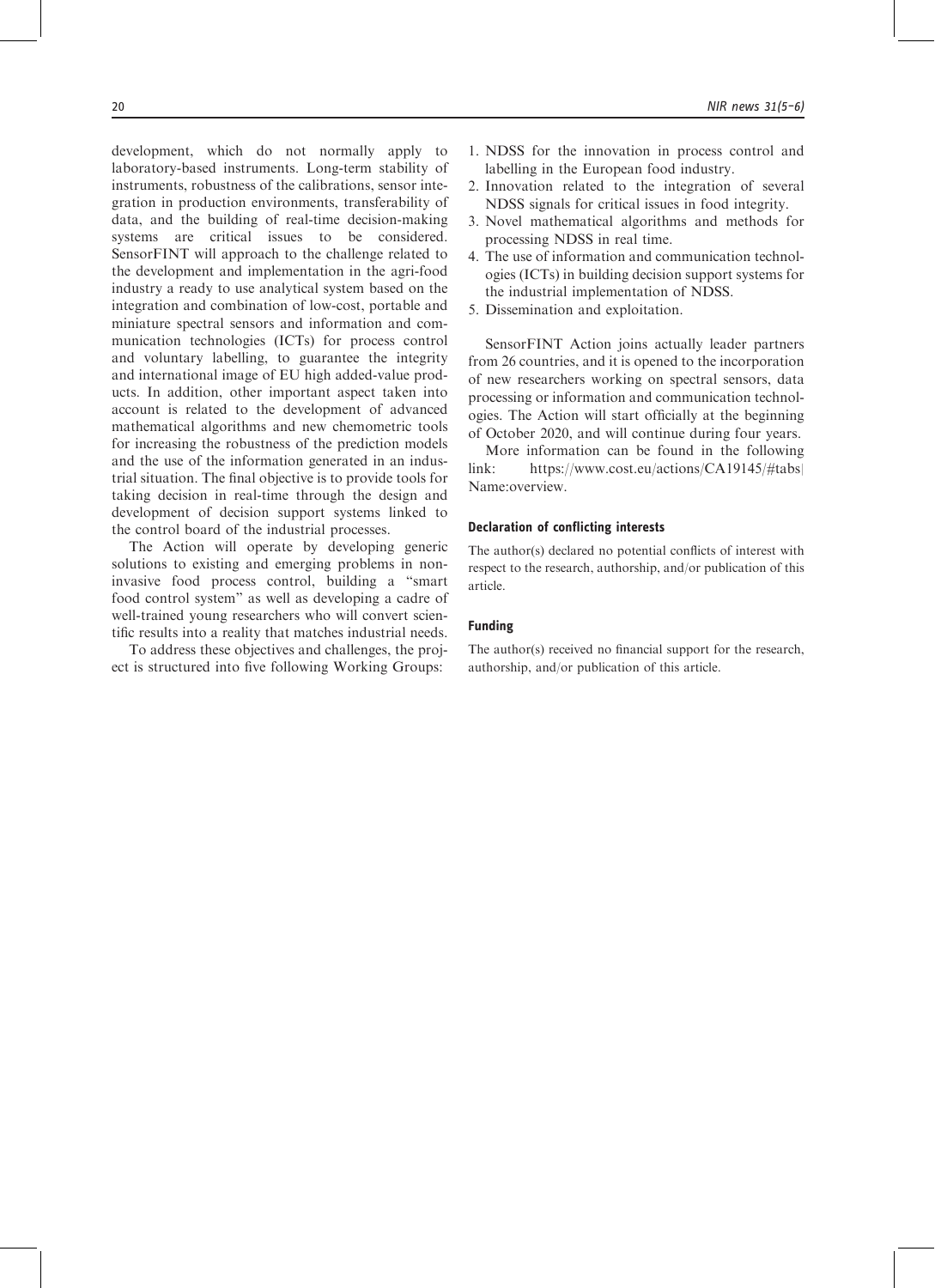development, which do not normally apply to laboratory-based instruments. Long-term stability of instruments, robustness of the calibrations, sensor integration in production environments, transferability of data, and the building of real-time decision-making systems are critical issues to be considered. SensorFINT will approach to the challenge related to the development and implementation in the agri-food industry a ready to use analytical system based on the integration and combination of low-cost, portable and miniature spectral sensors and information and communication technologies (ICTs) for process control and voluntary labelling, to guarantee the integrity and international image of EU high added-value products. In addition, other important aspect taken into account is related to the development of advanced mathematical algorithms and new chemometric tools for increasing the robustness of the prediction models and the use of the information generated in an industrial situation. The final objective is to provide tools for taking decision in real-time through the design and development of decision support systems linked to the control board of the industrial processes.

The Action will operate by developing generic solutions to existing and emerging problems in non-invasive food process control, building a "smart food control system" as well as developing a cadre of well-trained young researchers who will convert scientific results into a reality that matches industrial needs.

To address these objectives and challenges, the project is structured into five following Working Groups:

1. NDSS for the innovation in process control and labelling in the European food industry.
2. Innovation related to the integration of several NDSS signals for critical issues in food integrity.
3. Novel mathematical algorithms and methods for processing NDSS in real time.
4. The use of information and communication technologies (ICTs) in building decision support systems for the industrial implementation of NDSS.
5. Dissemination and exploitation.

SensorFINT Action joins actually leader partners from 26 countries, and it is opened to the incorporation of new researchers working on spectral sensors, data processing or information and communication technologies. The Action will start officially at the beginning of October 2020, and will continue during four years.

More information can be found in the following link: https://www.cost.eu/actions/CA19145/#tabs|Name:overview.

#### Declaration of conflicting interests

The author(s) declared no potential conflicts of interest with respect to the research, authorship, and/or publication of this article.

#### Funding

The author(s) received no financial support for the research, authorship, and/or publication of this article.